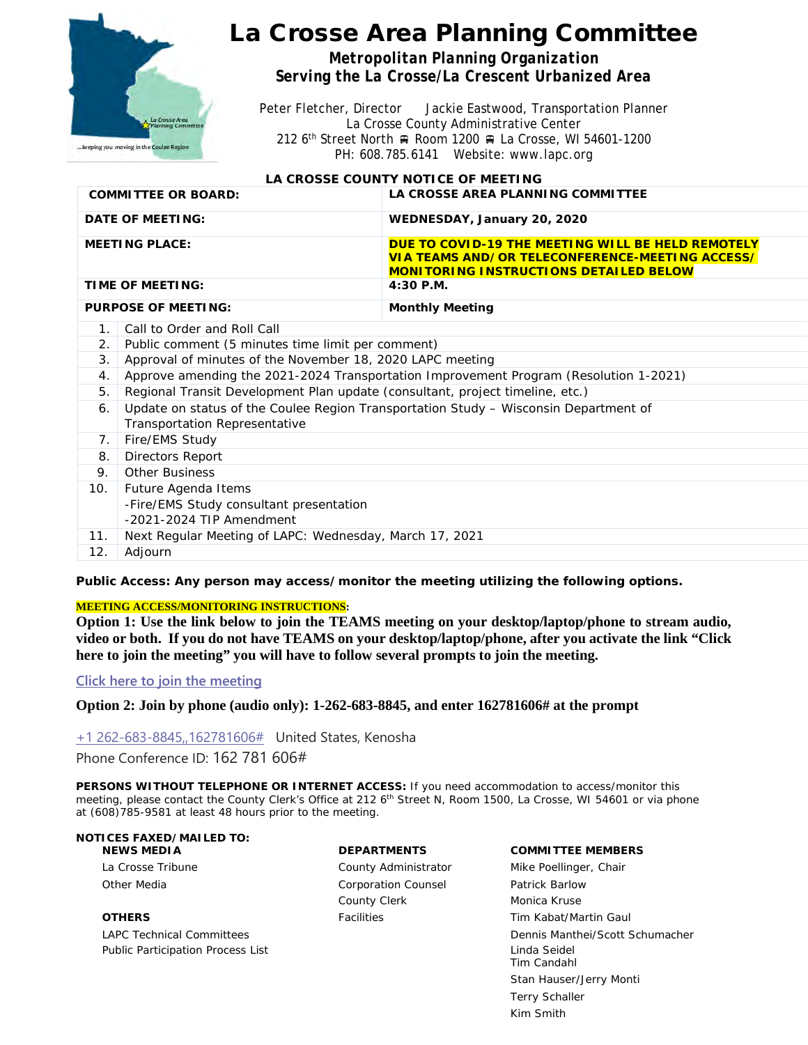# La Crosse Area Planning Committee

**Metropolitan Planning Organization**
**Serving the La Crosse/La Crescent Urbanized Area**

Peter Fletcher, Director    Jackie Eastwood, Transportation Planner
La Crosse County Administrative Center
212 6th Street North ■ Room 1200 ■ La Crosse, WI 54601-1200
PH: 608.785.6141  Website: www.lapc.org

## LA CROSSE COUNTY NOTICE OF MEETING

| | |
|---|---|
| **COMMITTEE OR BOARD:** | **LA CROSSE AREA PLANNING COMMITTEE** |
| **DATE OF MEETING:** | **WEDNESDAY, January 20, 2020** |
| **MEETING PLACE:** | **DUE TO COVID-19 THE MEETING WILL BE HELD REMOTELY VIA TEAMS AND/OR TELECONFERENCE-MEETING ACCESS/ MONITORING INSTRUCTIONS DETAILED BELOW** |
| **TIME OF MEETING:** | **4:30 P.M.** |
| **PURPOSE OF MEETING:** | **Monthly Meeting** |

1. Call to Order and Roll Call
2. Public comment (5 minutes time limit per comment)
3. Approval of minutes of the November 18, 2020 LAPC meeting
4. Approve amending the 2021-2024 Transportation Improvement Program (Resolution 1-2021)
5. Regional Transit Development Plan update (consultant, project timeline, etc.)
6. Update on status of the Coulee Region Transportation Study – Wisconsin Department of Transportation Representative
7. Fire/EMS Study
8. Directors Report
9. Other Business
10. Future Agenda Items
    -Fire/EMS Study consultant presentation
    -2021-2024 TIP Amendment
11. Next Regular Meeting of LAPC: Wednesday, March 17, 2021
12. Adjourn

**Public Access: Any person may access/monitor the meeting utilizing the following options.**

**MEETING ACCESS/MONITORING INSTRUCTIONS:**

**Option 1: Use the link below to join the TEAMS meeting on your desktop/laptop/phone to stream audio, video or both. If you do not have TEAMS on your desktop/laptop/phone, after you activate the link "Click here to join the meeting" you will have to follow several prompts to join the meeting.**

Click here to join the meeting

**Option 2: Join by phone (audio only): 1-262-683-8845, and enter 162781606# at the prompt**

+1 262-683-8845,,162781606# United States, Kenosha

Phone Conference ID: 162 781 606#

**PERSONS WITHOUT TELEPHONE OR INTERNET ACCESS:** If you need accommodation to access/monitor this meeting, please contact the County Clerk's Office at 212 6th Street N, Room 1500, La Crosse, WI 54601 or via phone at (608)785-9581 at least 48 hours prior to the meeting.

**NOTICES FAXED/MAILED TO:**

**NEWS MEDIA**
- La Crosse Tribune
- Other Media

**OTHERS**
- LAPC Technical Committees
- Public Participation Process List

**DEPARTMENTS**
- County Administrator
- Corporation Counsel
- County Clerk
- Facilities

**COMMITTEE MEMBERS**
- Mike Poellinger, Chair
- Patrick Barlow
- Monica Kruse
- Tim Kabat/Martin Gaul
- Dennis Manthei/Scott Schumacher
- Linda Seidel
- Tim Candahl
- Stan Hauser/Jerry Monti
- Terry Schaller
- Kim Smith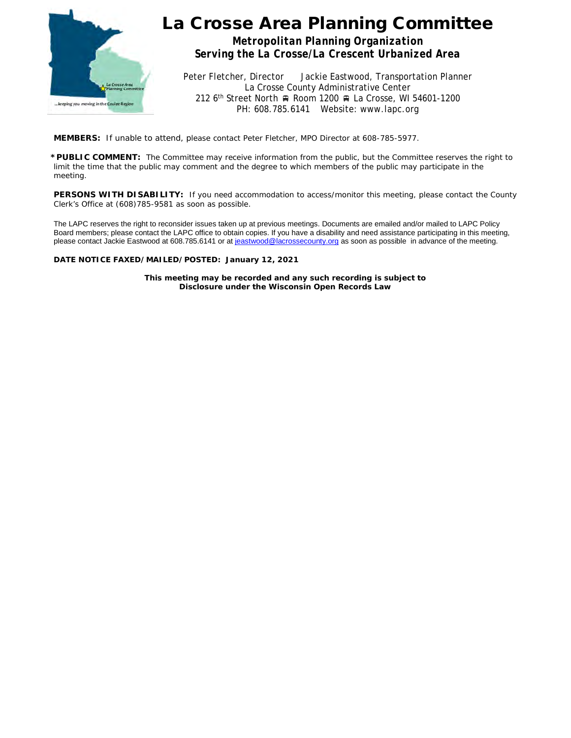# La Crosse Area Planning Committee

**Metropolitan Planning Organization**
**Serving the La Crosse/La Crescent Urbanized Area**

Peter Fletcher, Director    Jackie Eastwood, Transportation Planner
La Crosse County Administrative Center
212 6th Street North ◼ Room 1200 ◼ La Crosse, WI 54601-1200
PH: 608.785.6141  Website: www.lapc.org

**MEMBERS:** If unable to attend, please contact Peter Fletcher, MPO Director at 608-785-5977.

***PUBLIC COMMENT:** The Committee may receive information from the public, but the Committee reserves the right to limit the time that the public may comment and the degree to which members of the public may participate in the meeting.

**PERSONS WITH DISABILITY:** If you need accommodation to access/monitor this meeting, please contact the County Clerk's Office at (608)785-9581 as soon as possible.

The LAPC reserves the right to reconsider issues taken up at previous meetings. Documents are emailed and/or mailed to LAPC Policy Board members; please contact the LAPC office to obtain copies. If you have a disability and need assistance participating in this meeting, please contact Jackie Eastwood at 608.785.6141 or at jeastwood@lacrossecounty.org as soon as possible in advance of the meeting.

**DATE NOTICE FAXED/MAILED/POSTED: January 12, 2021**

**This meeting may be recorded and any such recording is subject to Disclosure under the Wisconsin Open Records Law**